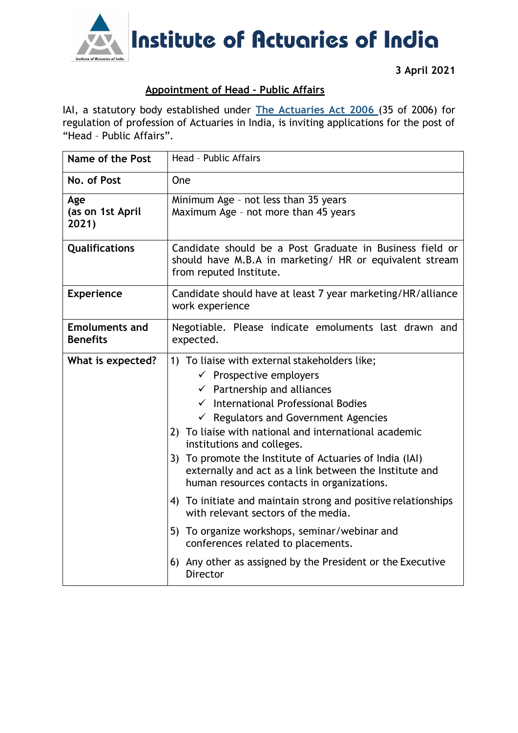# Institute of Actuaries of India

3 April 2021

## Appointment of Head – Public Affairs

IAI, a statutory body established under [The Actuaries Act 2006](#) (35 of 2006) for regulation of profession of Actuaries in India, is inviting applications for the post of "Head – Public Affairs".

| Name of the Post | Head – Public Affairs |
|---|---|
| No. of Post | One |
| Age (as on 1st April 2021) | Minimum Age – not less than 35 years<br>Maximum Age – not more than 45 years |
| Qualifications | Candidate should be a Post Graduate in Business field or should have M.B.A in marketing/ HR or equivalent stream from reputed Institute. |
| Experience | Candidate should have at least 7 year marketing/HR/alliance work experience |
| Emoluments and Benefits | Negotiable. Please indicate emoluments last drawn and expected. |
| What is expected? | 1) To liaise with external stakeholders like;<br>✓ Prospective employers<br>✓ Partnership and alliances<br>✓ International Professional Bodies<br>✓ Regulators and Government Agencies<br>2) To liaise with national and international academic institutions and colleges.<br>3) To promote the Institute of Actuaries of India (IAI) externally and act as a link between the Institute and human resources contacts in organizations.<br>4) To initiate and maintain strong and positive relationships with relevant sectors of the media.<br>5) To organize workshops, seminar/webinar and conferences related to placements.<br>6) Any other as assigned by the President or the Executive Director |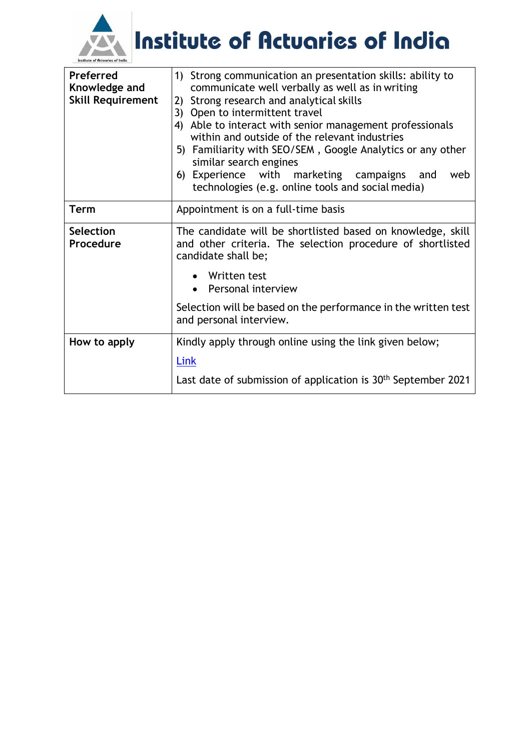# Institute of Actuaries of India

| | |
|---|---|
| **Preferred Knowledge and Skill Requirement** | 1) Strong communication an presentation skills: ability to communicate well verbally as well as in writing<br>2) Strong research and analytical skills<br>3) Open to intermittent travel<br>4) Able to interact with senior management professionals within and outside of the relevant industries<br>5) Familiarity with SEO/SEM , Google Analytics or any other similar search engines<br>6) Experience with marketing campaigns and web technologies (e.g. online tools and social media) |
| **Term** | Appointment is on a full-time basis |
| **Selection Procedure** | The candidate will be shortlisted based on knowledge, skill and other criteria. The selection procedure of shortlisted candidate shall be;<br>• Written test<br>• Personal interview<br>Selection will be based on the performance in the written test and personal interview. |
| **How to apply** | Kindly apply through online using the link given below;<br>Link<br>Last date of submission of application is 30th September 2021 |